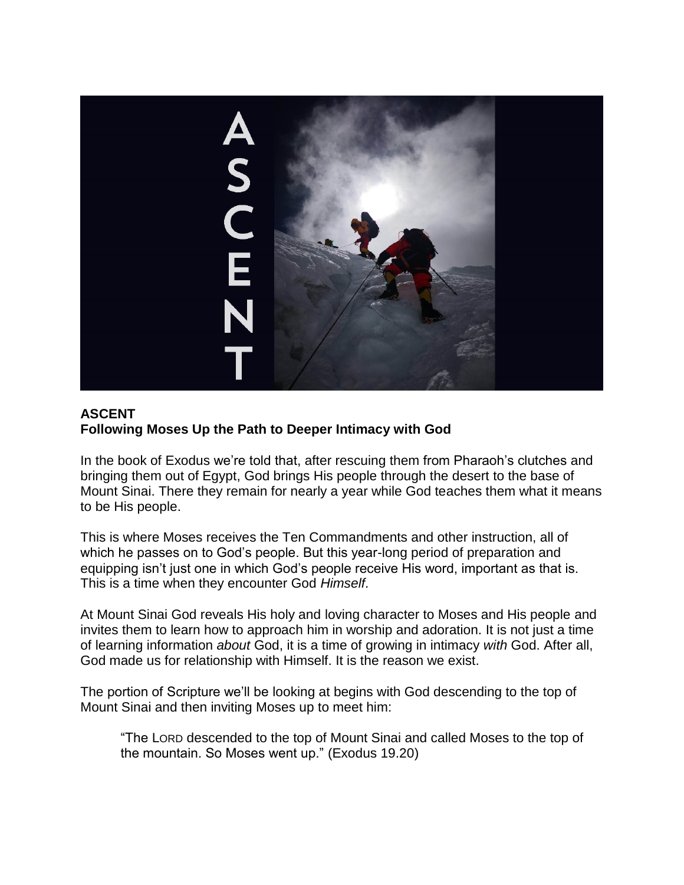**ASCENT**
**Following Moses Up the Path to Deeper Intimacy with God**

In the book of Exodus we're told that, after rescuing them from Pharaoh's clutches and bringing them out of Egypt, God brings His people through the desert to the base of Mount Sinai. There they remain for nearly a year while God teaches them what it means to be His people.

This is where Moses receives the Ten Commandments and other instruction, all of which he passes on to God's people. But this year-long period of preparation and equipping isn't just one in which God's people receive His word, important as that is. This is a time when they encounter God *Himself*.

At Mount Sinai God reveals His holy and loving character to Moses and His people and invites them to learn how to approach him in worship and adoration. It is not just a time of learning information *about* God, it is a time of growing in intimacy *with* God. After all, God made us for relationship with Himself. It is the reason we exist.

The portion of Scripture we'll be looking at begins with God descending to the top of Mount Sinai and then inviting Moses up to meet him:

> "The LORD descended to the top of Mount Sinai and called Moses to the top of the mountain. So Moses went up." (Exodus 19.20)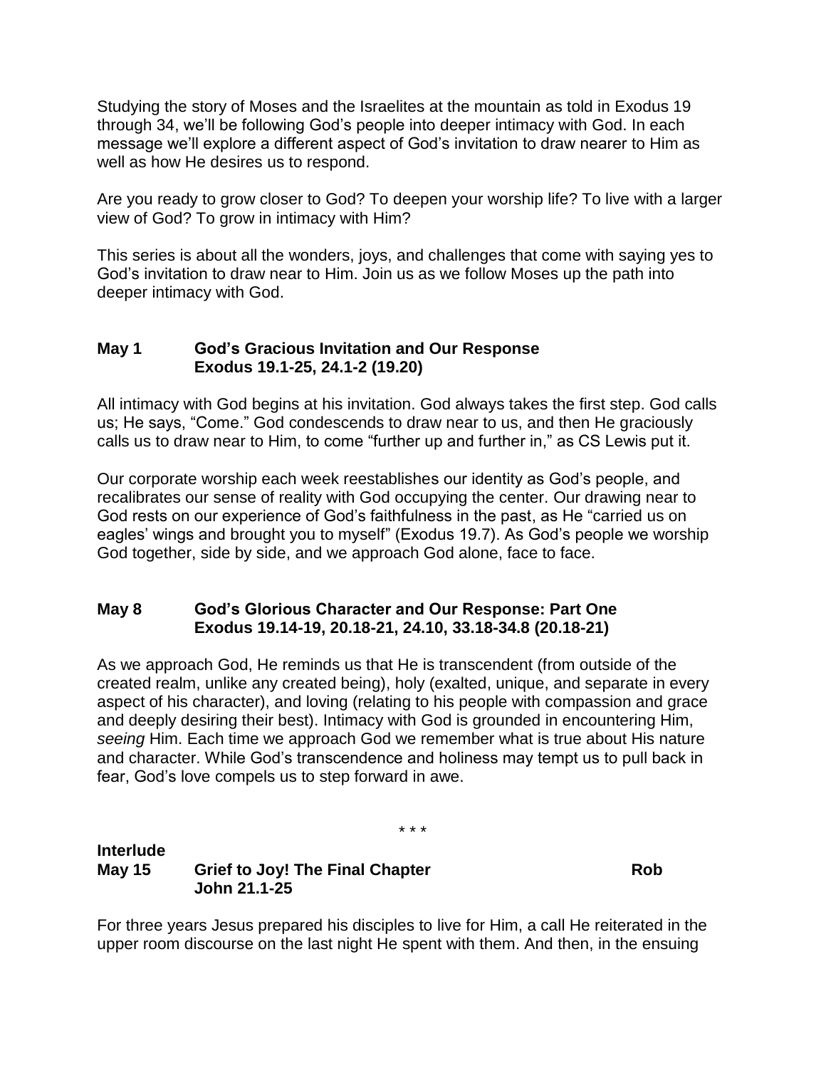Studying the story of Moses and the Israelites at the mountain as told in Exodus 19 through 34, we'll be following God's people into deeper intimacy with God. In each message we'll explore a different aspect of God's invitation to draw nearer to Him as well as how He desires us to respond.

Are you ready to grow closer to God? To deepen your worship life? To live with a larger view of God? To grow in intimacy with Him?

This series is about all the wonders, joys, and challenges that come with saying yes to God's invitation to draw near to Him. Join us as we follow Moses up the path into deeper intimacy with God.

**May 1 God's Gracious Invitation and Our Response**
**Exodus 19.1-25, 24.1-2 (19.20)**

All intimacy with God begins at his invitation. God always takes the first step. God calls us; He says, "Come." God condescends to draw near to us, and then He graciously calls us to draw near to Him, to come "further up and further in," as CS Lewis put it.

Our corporate worship each week reestablishes our identity as God's people, and recalibrates our sense of reality with God occupying the center. Our drawing near to God rests on our experience of God's faithfulness in the past, as He "carried us on eagles' wings and brought you to myself" (Exodus 19.7). As God's people we worship God together, side by side, and we approach God alone, face to face.

**May 8 God's Glorious Character and Our Response: Part One**
**Exodus 19.14-19, 20.18-21, 24.10, 33.18-34.8 (20.18-21)**

As we approach God, He reminds us that He is transcendent (from outside of the created realm, unlike any created being), holy (exalted, unique, and separate in every aspect of his character), and loving (relating to his people with compassion and grace and deeply desiring their best). Intimacy with God is grounded in encountering Him, *seeing* Him. Each time we approach God we remember what is true about His nature and character. While God's transcendence and holiness may tempt us to pull back in fear, God's love compels us to step forward in awe.

\* \* \*

**Interlude**
**May 15 Grief to Joy! The Final Chapter Rob**
**John 21.1-25**

For three years Jesus prepared his disciples to live for Him, a call He reiterated in the upper room discourse on the last night He spent with them. And then, in the ensuing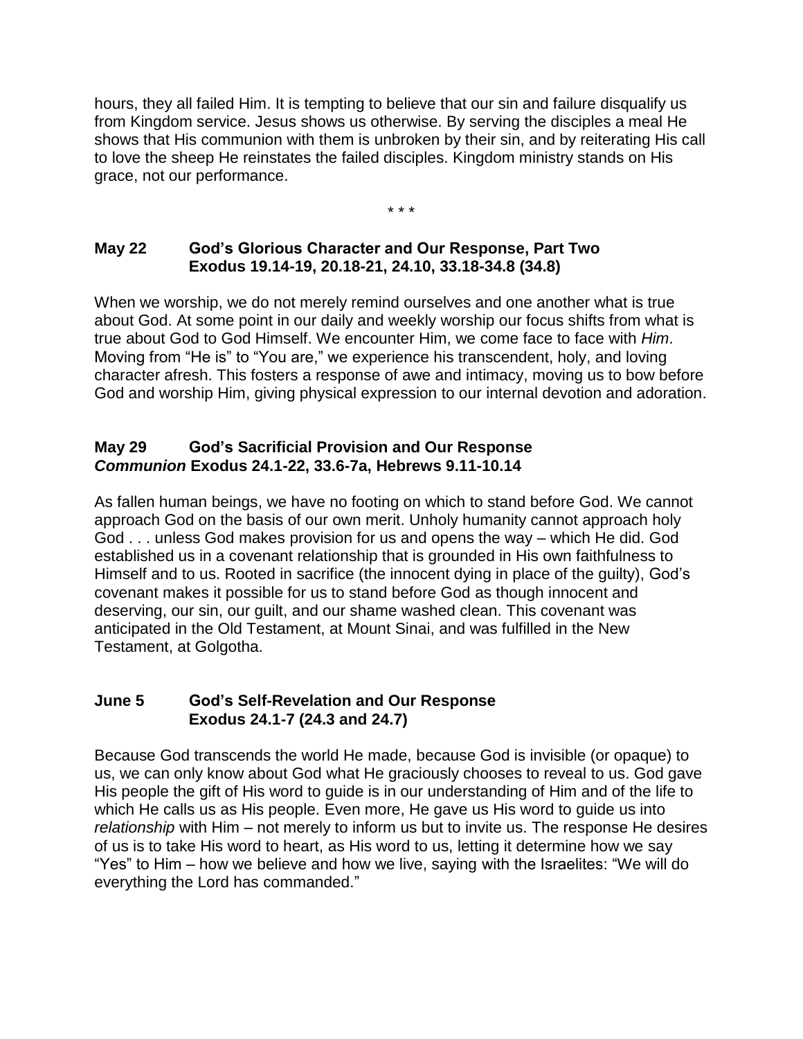hours, they all failed Him. It is tempting to believe that our sin and failure disqualify us from Kingdom service. Jesus shows us otherwise. By serving the disciples a meal He shows that His communion with them is unbroken by their sin, and by reiterating His call to love the sheep He reinstates the failed disciples. Kingdom ministry stands on His grace, not our performance.

\* \* \*

**May 22 God's Glorious Character and Our Response, Part Two**
**Exodus 19.14-19, 20.18-21, 24.10, 33.18-34.8 (34.8)**

When we worship, we do not merely remind ourselves and one another what is true about God. At some point in our daily and weekly worship our focus shifts from what is true about God to God Himself. We encounter Him, we come face to face with *Him*. Moving from "He is" to "You are," we experience his transcendent, holy, and loving character afresh. This fosters a response of awe and intimacy, moving us to bow before God and worship Him, giving physical expression to our internal devotion and adoration.

**May 29 God's Sacrificial Provision and Our Response**
***Communion* Exodus 24.1-22, 33.6-7a, Hebrews 9.11-10.14**

As fallen human beings, we have no footing on which to stand before God. We cannot approach God on the basis of our own merit. Unholy humanity cannot approach holy God . . . unless God makes provision for us and opens the way – which He did. God established us in a covenant relationship that is grounded in His own faithfulness to Himself and to us. Rooted in sacrifice (the innocent dying in place of the guilty), God's covenant makes it possible for us to stand before God as though innocent and deserving, our sin, our guilt, and our shame washed clean. This covenant was anticipated in the Old Testament, at Mount Sinai, and was fulfilled in the New Testament, at Golgotha.

**June 5 God's Self-Revelation and Our Response**
**Exodus 24.1-7 (24.3 and 24.7)**

Because God transcends the world He made, because God is invisible (or opaque) to us, we can only know about God what He graciously chooses to reveal to us. God gave His people the gift of His word to guide is in our understanding of Him and of the life to which He calls us as His people. Even more, He gave us His word to guide us into *relationship* with Him – not merely to inform us but to invite us. The response He desires of us is to take His word to heart, as His word to us, letting it determine how we say "Yes" to Him – how we believe and how we live, saying with the Israelites: "We will do everything the Lord has commanded."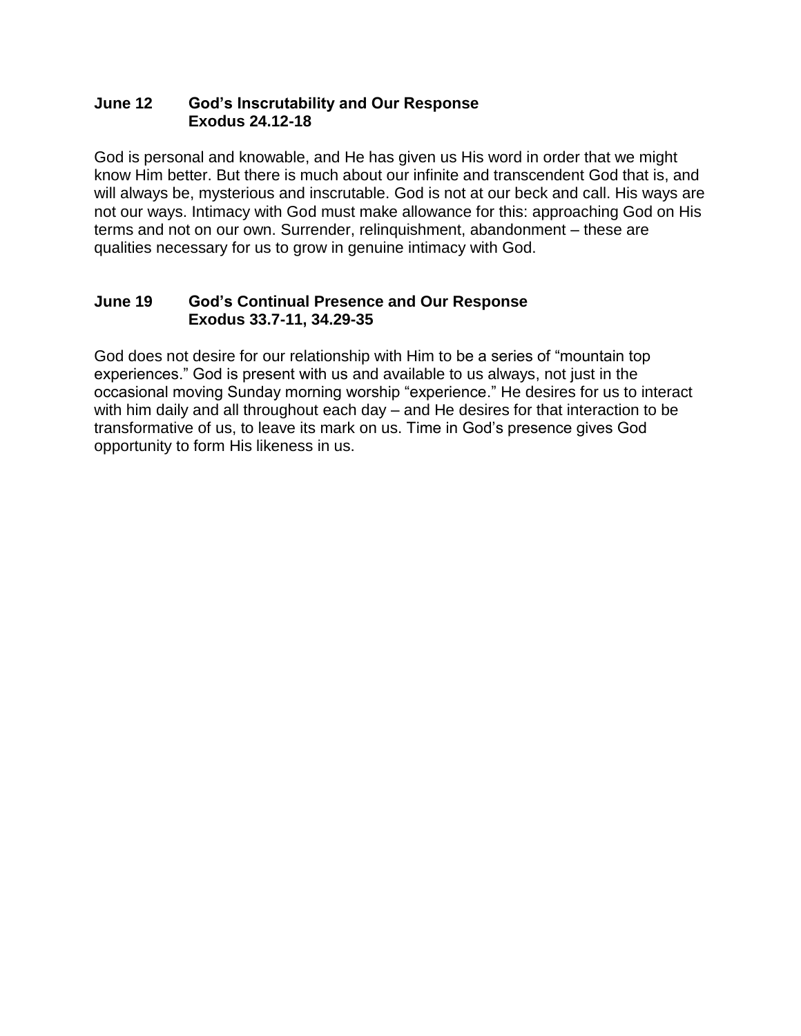**June 12 God's Inscrutability and Our Response**
**Exodus 24.12-18**

God is personal and knowable, and He has given us His word in order that we might know Him better. But there is much about our infinite and transcendent God that is, and will always be, mysterious and inscrutable. God is not at our beck and call. His ways are not our ways. Intimacy with God must make allowance for this: approaching God on His terms and not on our own. Surrender, relinquishment, abandonment – these are qualities necessary for us to grow in genuine intimacy with God.

**June 19 God's Continual Presence and Our Response**
**Exodus 33.7-11, 34.29-35**

God does not desire for our relationship with Him to be a series of "mountain top experiences." God is present with us and available to us always, not just in the occasional moving Sunday morning worship "experience." He desires for us to interact with him daily and all throughout each day – and He desires for that interaction to be transformative of us, to leave its mark on us. Time in God's presence gives God opportunity to form His likeness in us.